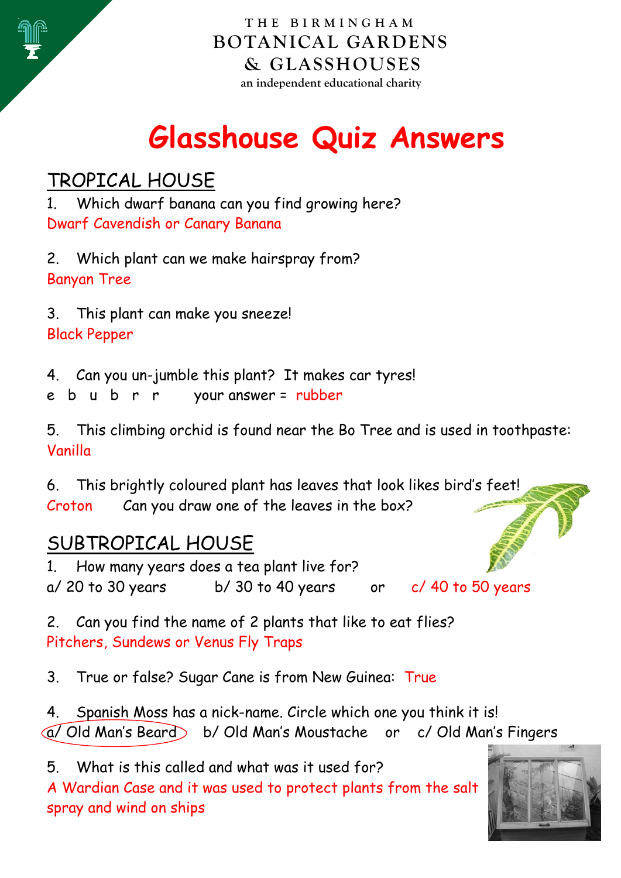THE BIRMINGHAM
BOTANICAL GARDENS
& GLASSHOUSES
an independent educational charity

# Glasshouse Quiz Answers

## TROPICAL HOUSE

1. Which dwarf banana can you find growing here?
Dwarf Cavendish or Canary Banana

2. Which plant can we make hairspray from?
Banyan Tree

3. This plant can make you sneeze!
Black Pepper

4. Can you un-jumble this plant? It makes car tyres!
e b u b r r  your answer = rubber

5. This climbing orchid is found near the Bo Tree and is used in toothpaste:
Vanilla

6. This brightly coloured plant has leaves that look likes bird's feet!
Croton  Can you draw one of the leaves in the box?

## SUBTROPICAL HOUSE

1. How many years does a tea plant live for?
a/ 20 to 30 years  b/ 30 to 40 years  or  c/ 40 to 50 years

2. Can you find the name of 2 plants that like to eat flies?
Pitchers, Sundews or Venus Fly Traps

3. True or false? Sugar Cane is from New Guinea: True

4. Spanish Moss has a nick-name. Circle which one you think it is!
a/ Old Man's Beard  b/ Old Man's Moustache  or  c/ Old Man's Fingers

5. What is this called and what was it used for?
A Wardian Case and it was used to protect plants from the salt spray and wind on ships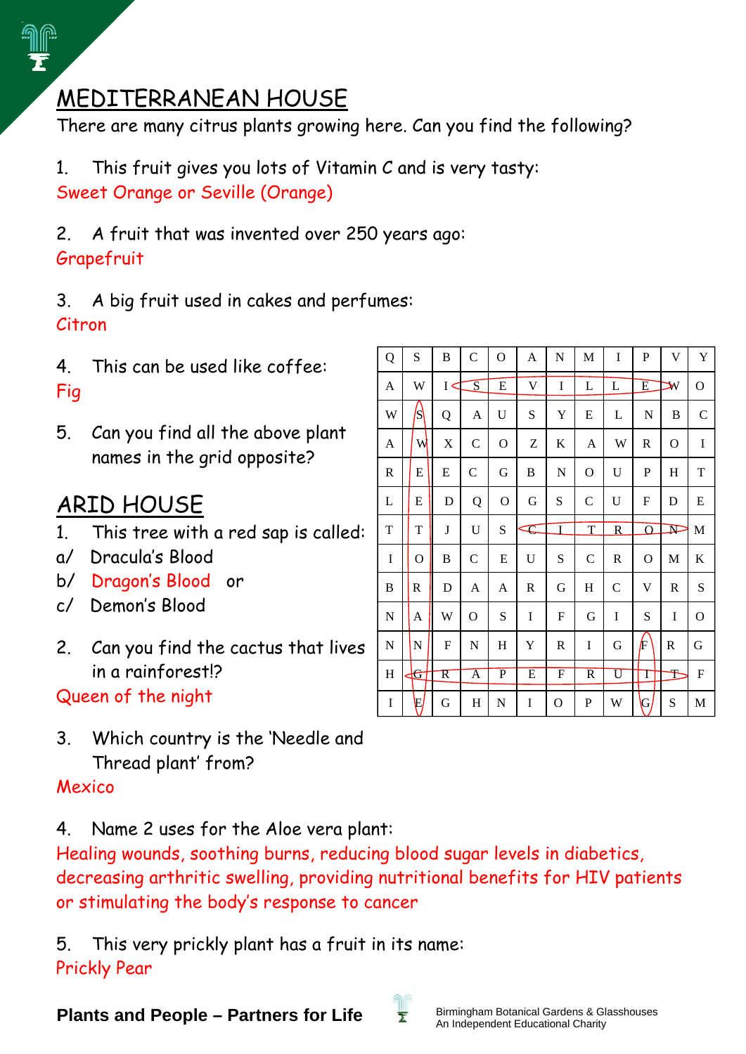## MEDITERRANEAN HOUSE

There are many citrus plants growing here. Can you find the following?

1. This fruit gives you lots of Vitamin C and is very tasty:
Sweet Orange or Seville (Orange)

2. A fruit that was invented over 250 years ago:
Grapefruit

3. A big fruit used in cakes and perfumes:
Citron

4. This can be used like coffee:
Fig

5. Can you find all the above plant names in the grid opposite?

| | | | | | | | | | | | |
|---|---|---|---|---|---|---|---|---|---|---|---|
| Q | S | B | C | O | A | N | M | I | P | V | Y |
| A | W | I | S | E | V | I | L | L | E | W | O |
| W | S | Q | A | U | S | Y | E | L | N | B | C |
| A | W | X | C | O | Z | K | A | W | R | O | I |
| R | E | E | C | G | B | N | O | U | P | H | T |
| L | E | D | Q | O | G | S | C | U | F | D | E |
| T | T | J | U | S | C | I | T | R | O | N | M |
| I | O | B | C | E | U | S | C | R | O | M | K |
| B | R | D | A | A | R | G | H | C | V | R | S |
| N | A | W | O | S | I | F | G | I | S | I | O |
| N | N | F | N | H | Y | R | I | G | F | R | G |
| H | G | R | A | P | E | F | R | U | I | T | F |
| I | E | G | H | N | I | O | P | W | G | S | M |

## ARID HOUSE

1. This tree with a red sap is called:
a/ Dracula's Blood
b/ Dragon's Blood or
c/ Demon's Blood

2. Can you find the cactus that lives in a rainforest!?
Queen of the night

3. Which country is the 'Needle and Thread plant' from?
Mexico

4. Name 2 uses for the Aloe vera plant:
Healing wounds, soothing burns, reducing blood sugar levels in diabetics, decreasing arthritic swelling, providing nutritional benefits for HIV patients or stimulating the body's response to cancer

5. This very prickly plant has a fruit in its name:
Prickly Pear

**Plants and People – Partners for Life**

Birmingham Botanical Gardens & Glasshouses
An Independent Educational Charity